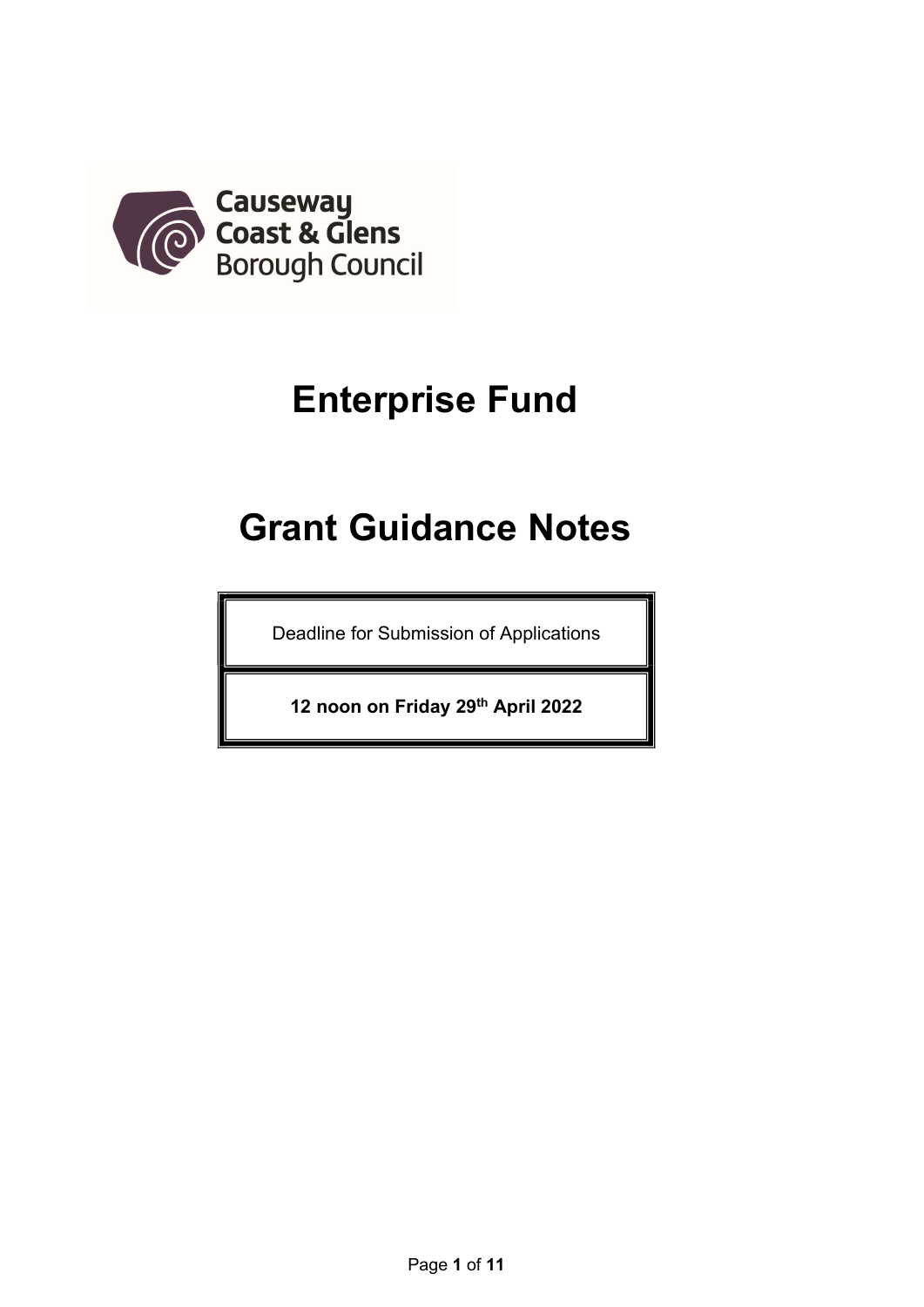Causeway Coast & Glens Borough Council

# Enterprise Fund

# Grant Guidance Notes

| Deadline for Submission of Applications |
| --- |
| **12 noon on Friday 29th April 2022** |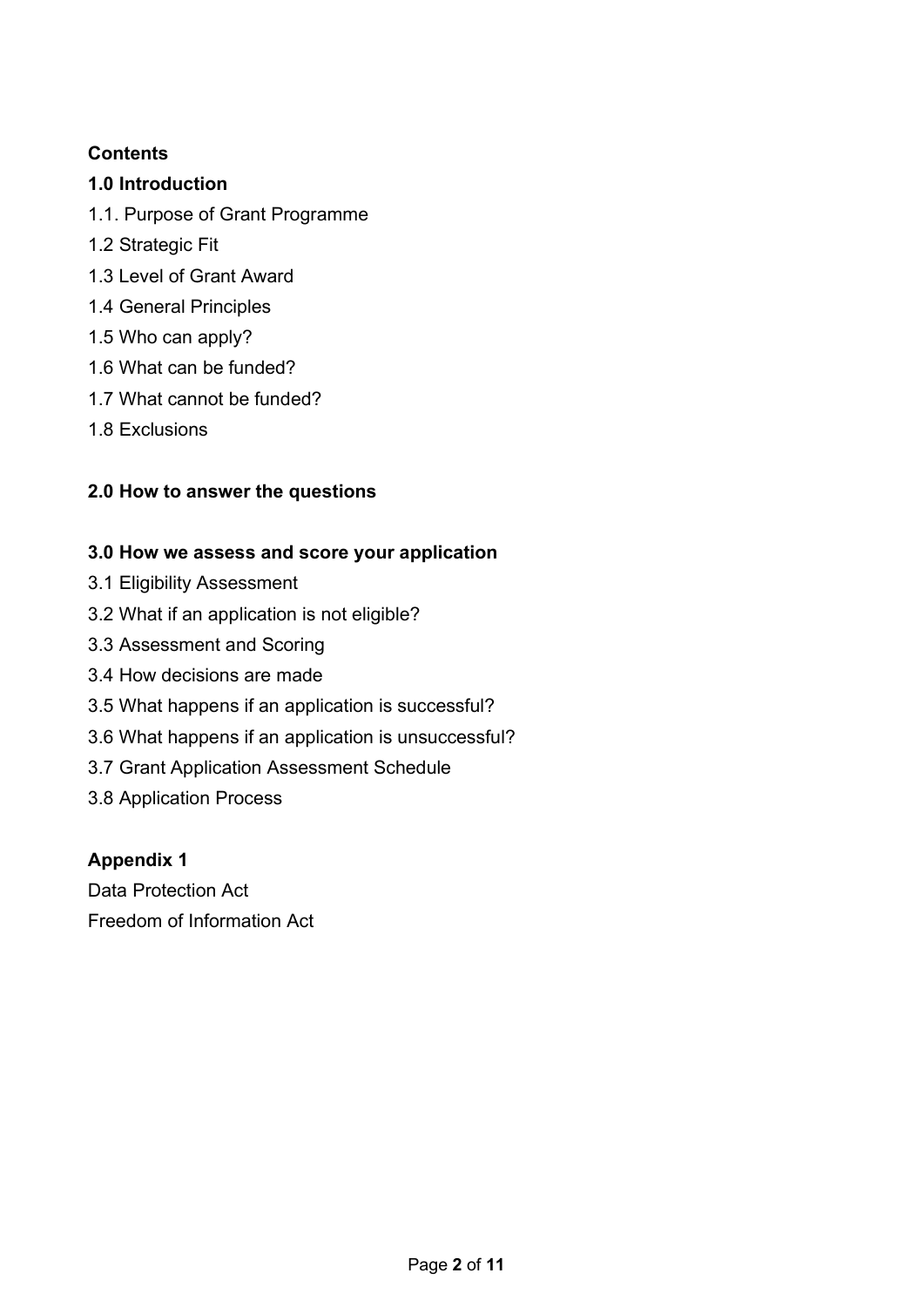**Contents**

**1.0 Introduction**

1.1. Purpose of Grant Programme

1.2 Strategic Fit

1.3 Level of Grant Award

1.4 General Principles

1.5 Who can apply?

1.6 What can be funded?

1.7 What cannot be funded?

1.8 Exclusions

**2.0 How to answer the questions**

**3.0 How we assess and score your application**

3.1 Eligibility Assessment

3.2 What if an application is not eligible?

3.3 Assessment and Scoring

3.4 How decisions are made

3.5 What happens if an application is successful?

3.6 What happens if an application is unsuccessful?

3.7 Grant Application Assessment Schedule

3.8 Application Process

**Appendix 1**

Data Protection Act

Freedom of Information Act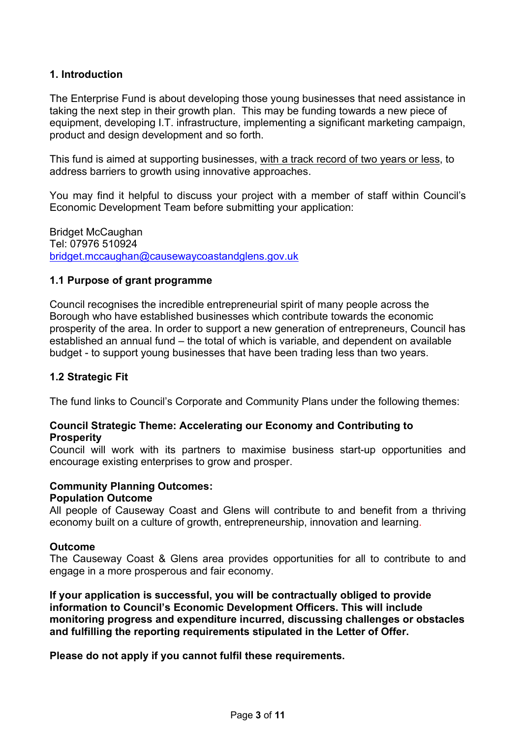## 1. Introduction

The Enterprise Fund is about developing those young businesses that need assistance in taking the next step in their growth plan. This may be funding towards a new piece of equipment, developing I.T. infrastructure, implementing a significant marketing campaign, product and design development and so forth.

This fund is aimed at supporting businesses, with a track record of two years or less, to address barriers to growth using innovative approaches.

You may find it helpful to discuss your project with a member of staff within Council's Economic Development Team before submitting your application:

Bridget McCaughan
Tel: 07976 510924
bridget.mccaughan@causewaycoastandglens.gov.uk

### 1.1 Purpose of grant programme

Council recognises the incredible entrepreneurial spirit of many people across the Borough who have established businesses which contribute towards the economic prosperity of the area. In order to support a new generation of entrepreneurs, Council has established an annual fund – the total of which is variable, and dependent on available budget - to support young businesses that have been trading less than two years.

### 1.2 Strategic Fit

The fund links to Council's Corporate and Community Plans under the following themes:

**Council Strategic Theme: Accelerating our Economy and Contributing to Prosperity**

Council will work with its partners to maximise business start-up opportunities and encourage existing enterprises to grow and prosper.

**Community Planning Outcomes:**

**Population Outcome**

All people of Causeway Coast and Glens will contribute to and benefit from a thriving economy built on a culture of growth, entrepreneurship, innovation and learning.

**Outcome**

The Causeway Coast & Glens area provides opportunities for all to contribute to and engage in a more prosperous and fair economy.

**If your application is successful, you will be contractually obliged to provide information to Council's Economic Development Officers. This will include monitoring progress and expenditure incurred, discussing challenges or obstacles and fulfilling the reporting requirements stipulated in the Letter of Offer.**

**Please do not apply if you cannot fulfil these requirements.**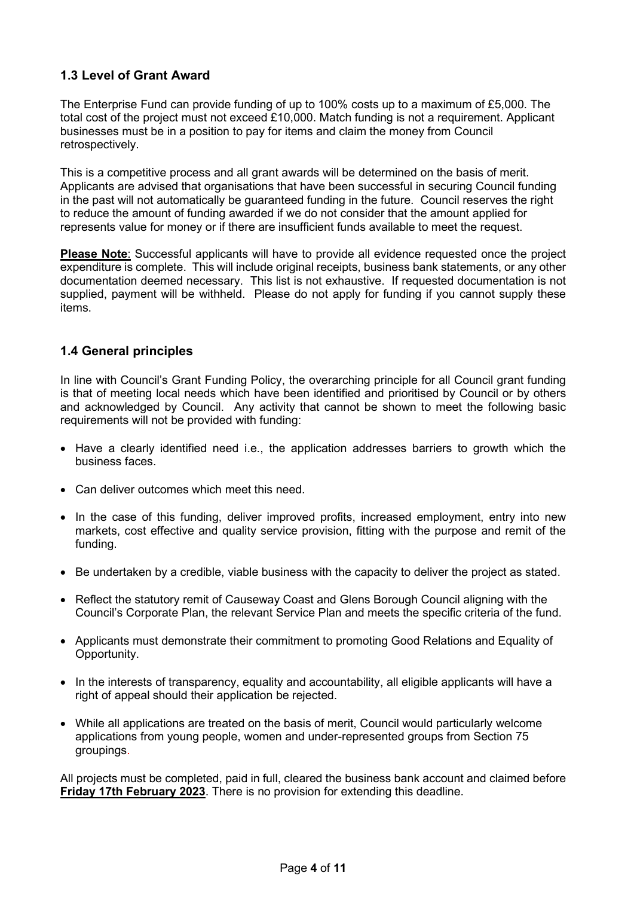## 1.3 Level of Grant Award

The Enterprise Fund can provide funding of up to 100% costs up to a maximum of £5,000. The total cost of the project must not exceed £10,000. Match funding is not a requirement. Applicant businesses must be in a position to pay for items and claim the money from Council retrospectively.

This is a competitive process and all grant awards will be determined on the basis of merit. Applicants are advised that organisations that have been successful in securing Council funding in the past will not automatically be guaranteed funding in the future. Council reserves the right to reduce the amount of funding awarded if we do not consider that the amount applied for represents value for money or if there are insufficient funds available to meet the request.

**Please Note**: Successful applicants will have to provide all evidence requested once the project expenditure is complete. This will include original receipts, business bank statements, or any other documentation deemed necessary. This list is not exhaustive. If requested documentation is not supplied, payment will be withheld. Please do not apply for funding if you cannot supply these items.

## 1.4 General principles

In line with Council's Grant Funding Policy, the overarching principle for all Council grant funding is that of meeting local needs which have been identified and prioritised by Council or by others and acknowledged by Council. Any activity that cannot be shown to meet the following basic requirements will not be provided with funding:

- Have a clearly identified need i.e., the application addresses barriers to growth which the business faces.
- Can deliver outcomes which meet this need.
- In the case of this funding, deliver improved profits, increased employment, entry into new markets, cost effective and quality service provision, fitting with the purpose and remit of the funding.
- Be undertaken by a credible, viable business with the capacity to deliver the project as stated.
- Reflect the statutory remit of Causeway Coast and Glens Borough Council aligning with the Council's Corporate Plan, the relevant Service Plan and meets the specific criteria of the fund.
- Applicants must demonstrate their commitment to promoting Good Relations and Equality of Opportunity.
- In the interests of transparency, equality and accountability, all eligible applicants will have a right of appeal should their application be rejected.
- While all applications are treated on the basis of merit, Council would particularly welcome applications from young people, women and under-represented groups from Section 75 groupings.

All projects must be completed, paid in full, cleared the business bank account and claimed before **Friday 17th February 2023**. There is no provision for extending this deadline.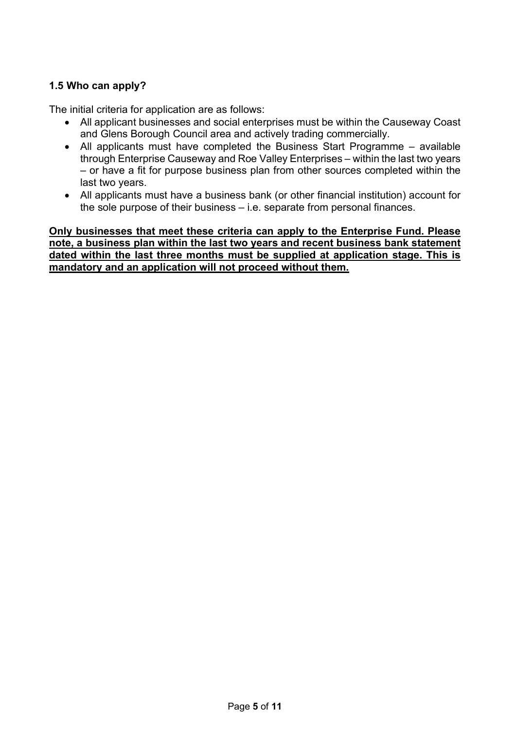### 1.5 Who can apply?

The initial criteria for application are as follows:

- All applicant businesses and social enterprises must be within the Causeway Coast and Glens Borough Council area and actively trading commercially.
- All applicants must have completed the Business Start Programme – available through Enterprise Causeway and Roe Valley Enterprises – within the last two years – or have a fit for purpose business plan from other sources completed within the last two years.
- All applicants must have a business bank (or other financial institution) account for the sole purpose of their business – i.e. separate from personal finances.

**<u>Only businesses that meet these criteria can apply to the Enterprise Fund. Please note, a business plan within the last two years and recent business bank statement dated within the last three months must be supplied at application stage. This is mandatory and an application will not proceed without them.</u>**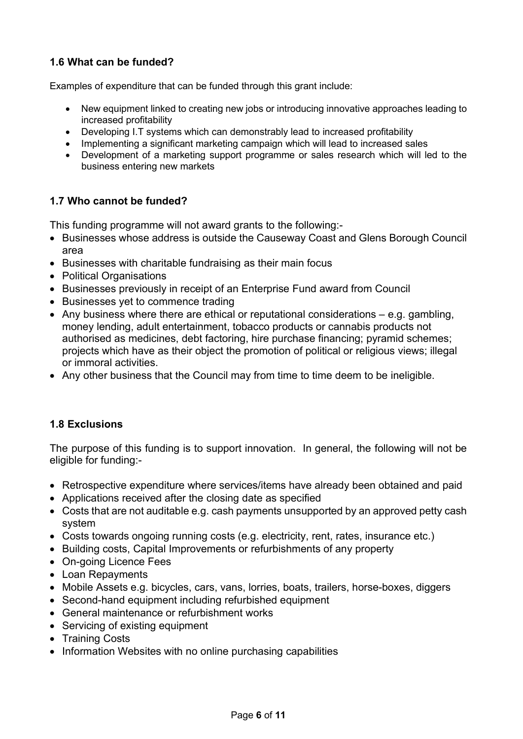### 1.6 What can be funded?

Examples of expenditure that can be funded through this grant include:

- New equipment linked to creating new jobs or introducing innovative approaches leading to increased profitability
- Developing I.T systems which can demonstrably lead to increased profitability
- Implementing a significant marketing campaign which will lead to increased sales
- Development of a marketing support programme or sales research which will led to the business entering new markets

### 1.7 Who cannot be funded?

This funding programme will not award grants to the following:-

- Businesses whose address is outside the Causeway Coast and Glens Borough Council area
- Businesses with charitable fundraising as their main focus
- Political Organisations
- Businesses previously in receipt of an Enterprise Fund award from Council
- Businesses yet to commence trading
- Any business where there are ethical or reputational considerations – e.g. gambling, money lending, adult entertainment, tobacco products or cannabis products not authorised as medicines, debt factoring, hire purchase financing; pyramid schemes; projects which have as their object the promotion of political or religious views; illegal or immoral activities.
- Any other business that the Council may from time to time deem to be ineligible.

### 1.8 Exclusions

The purpose of this funding is to support innovation. In general, the following will not be eligible for funding:-

- Retrospective expenditure where services/items have already been obtained and paid
- Applications received after the closing date as specified
- Costs that are not auditable e.g. cash payments unsupported by an approved petty cash system
- Costs towards ongoing running costs (e.g. electricity, rent, rates, insurance etc.)
- Building costs, Capital Improvements or refurbishments of any property
- On-going Licence Fees
- Loan Repayments
- Mobile Assets e.g. bicycles, cars, vans, lorries, boats, trailers, horse-boxes, diggers
- Second-hand equipment including refurbished equipment
- General maintenance or refurbishment works
- Servicing of existing equipment
- Training Costs
- Information Websites with no online purchasing capabilities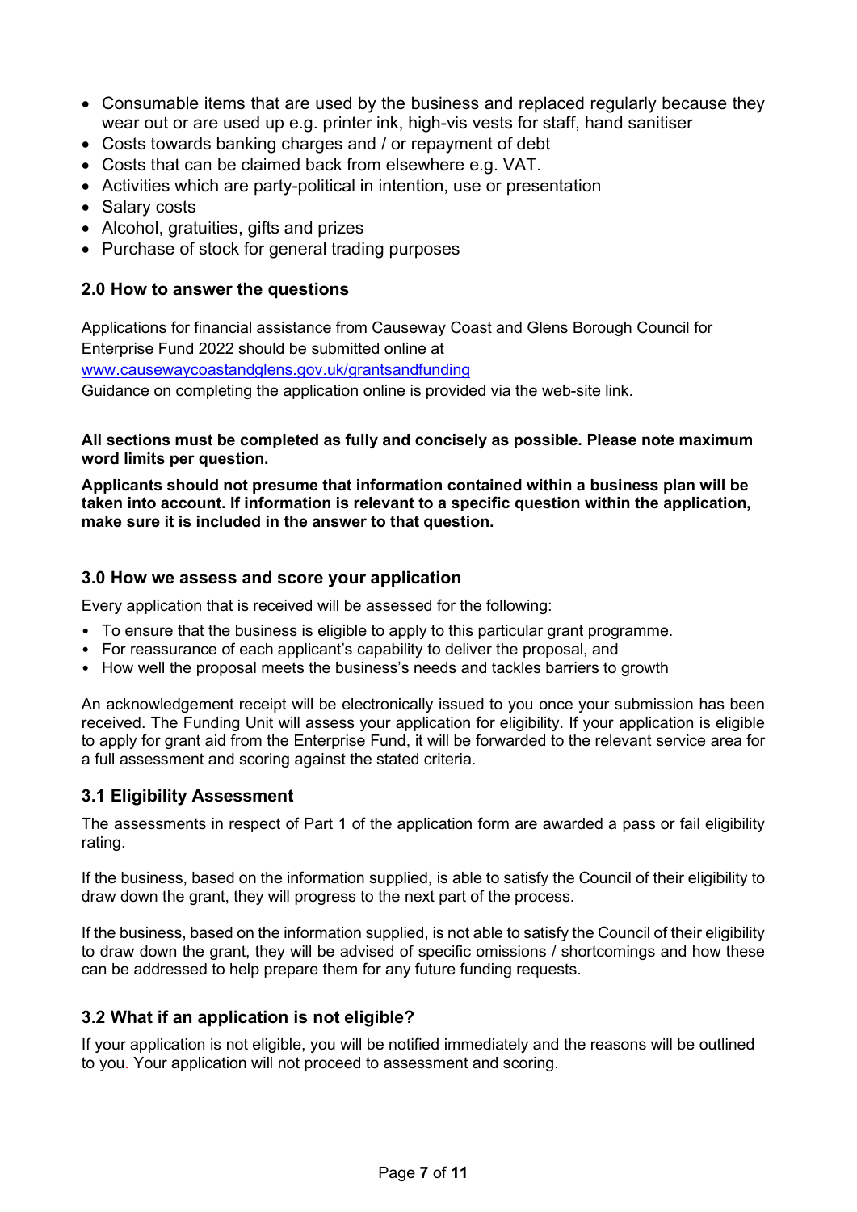- Consumable items that are used by the business and replaced regularly because they wear out or are used up e.g. printer ink, high-vis vests for staff, hand sanitiser
- Costs towards banking charges and / or repayment of debt
- Costs that can be claimed back from elsewhere e.g. VAT.
- Activities which are party-political in intention, use or presentation
- Salary costs
- Alcohol, gratuities, gifts and prizes
- Purchase of stock for general trading purposes

## 2.0 How to answer the questions

Applications for financial assistance from Causeway Coast and Glens Borough Council for Enterprise Fund 2022 should be submitted online at [www.causewaycoastandglens.gov.uk/grantsandfunding](http://www.causewaycoastandglens.gov.uk/grantsandfunding)
Guidance on completing the application online is provided via the web-site link.

**All sections must be completed as fully and concisely as possible. Please note maximum word limits per question.**

**Applicants should not presume that information contained within a business plan will be taken into account. If information is relevant to a specific question within the application, make sure it is included in the answer to that question.**

## 3.0 How we assess and score your application

Every application that is received will be assessed for the following:

- To ensure that the business is eligible to apply to this particular grant programme.
- For reassurance of each applicant's capability to deliver the proposal, and
- How well the proposal meets the business's needs and tackles barriers to growth

An acknowledgement receipt will be electronically issued to you once your submission has been received. The Funding Unit will assess your application for eligibility. If your application is eligible to apply for grant aid from the Enterprise Fund, it will be forwarded to the relevant service area for a full assessment and scoring against the stated criteria.

### 3.1 Eligibility Assessment

The assessments in respect of Part 1 of the application form are awarded a pass or fail eligibility rating.

If the business, based on the information supplied, is able to satisfy the Council of their eligibility to draw down the grant, they will progress to the next part of the process.

If the business, based on the information supplied, is not able to satisfy the Council of their eligibility to draw down the grant, they will be advised of specific omissions / shortcomings and how these can be addressed to help prepare them for any future funding requests.

### 3.2 What if an application is not eligible?

If your application is not eligible, you will be notified immediately and the reasons will be outlined to you. Your application will not proceed to assessment and scoring.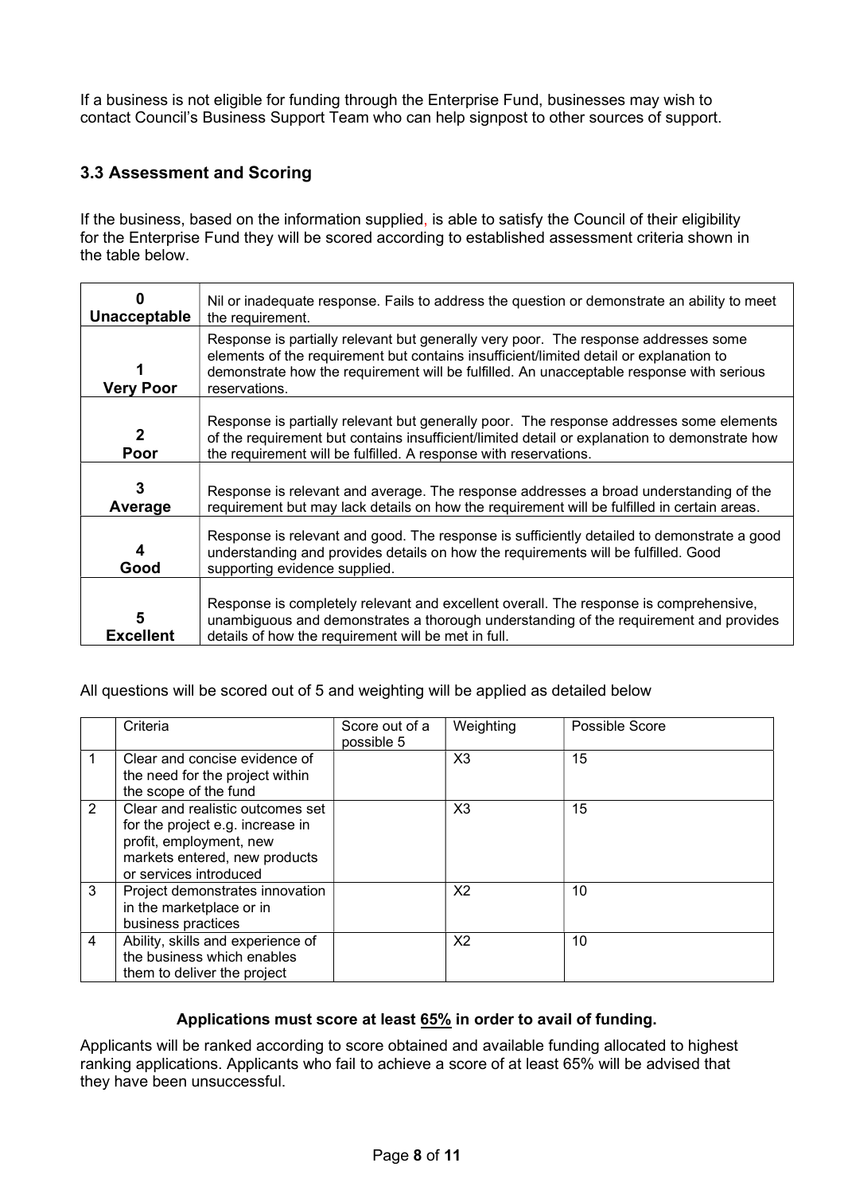If a business is not eligible for funding through the Enterprise Fund, businesses may wish to contact Council's Business Support Team who can help signpost to other sources of support.

### 3.3 Assessment and Scoring

If the business, based on the information supplied, is able to satisfy the Council of their eligibility for the Enterprise Fund they will be scored according to established assessment criteria shown in the table below.

| | |
|---|---|
| **0 Unacceptable** | Nil or inadequate response. Fails to address the question or demonstrate an ability to meet the requirement. |
| **1 Very Poor** | Response is partially relevant but generally very poor. The response addresses some elements of the requirement but contains insufficient/limited detail or explanation to demonstrate how the requirement will be fulfilled. An unacceptable response with serious reservations. |
| **2 Poor** | Response is partially relevant but generally poor. The response addresses some elements of the requirement but contains insufficient/limited detail or explanation to demonstrate how the requirement will be fulfilled. A response with reservations. |
| **3 Average** | Response is relevant and average. The response addresses a broad understanding of the requirement but may lack details on how the requirement will be fulfilled in certain areas. |
| **4 Good** | Response is relevant and good. The response is sufficiently detailed to demonstrate a good understanding and provides details on how the requirements will be fulfilled. Good supporting evidence supplied. |
| **5 Excellent** | Response is completely relevant and excellent overall. The response is comprehensive, unambiguous and demonstrates a thorough understanding of the requirement and provides details of how the requirement will be met in full. |

All questions will be scored out of 5 and weighting will be applied as detailed below

| | Criteria | Score out of a possible 5 | Weighting | Possible Score |
|---|---|---|---|---|
| 1 | Clear and concise evidence of the need for the project within the scope of the fund | | X3 | 15 |
| 2 | Clear and realistic outcomes set for the project e.g. increase in profit, employment, new markets entered, new products or services introduced | | X3 | 15 |
| 3 | Project demonstrates innovation in the marketplace or in business practices | | X2 | 10 |
| 4 | Ability, skills and experience of the business which enables them to deliver the project | | X2 | 10 |

**Applications must score at least 65% in order to avail of funding.**

Applicants will be ranked according to score obtained and available funding allocated to highest ranking applications. Applicants who fail to achieve a score of at least 65% will be advised that they have been unsuccessful.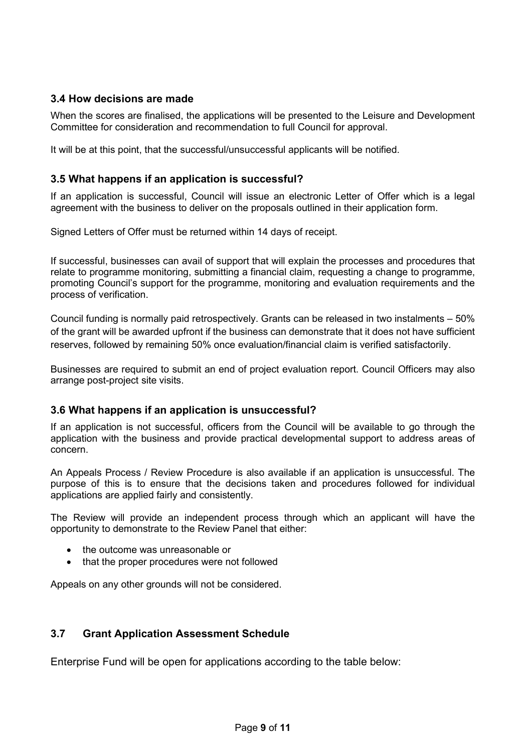### 3.4 How decisions are made

When the scores are finalised, the applications will be presented to the Leisure and Development Committee for consideration and recommendation to full Council for approval.

It will be at this point, that the successful/unsuccessful applicants will be notified.

### 3.5 What happens if an application is successful?

If an application is successful, Council will issue an electronic Letter of Offer which is a legal agreement with the business to deliver on the proposals outlined in their application form.

Signed Letters of Offer must be returned within 14 days of receipt.

If successful, businesses can avail of support that will explain the processes and procedures that relate to programme monitoring, submitting a financial claim, requesting a change to programme, promoting Council's support for the programme, monitoring and evaluation requirements and the process of verification.

Council funding is normally paid retrospectively. Grants can be released in two instalments – 50% of the grant will be awarded upfront if the business can demonstrate that it does not have sufficient reserves, followed by remaining 50% once evaluation/financial claim is verified satisfactorily.

Businesses are required to submit an end of project evaluation report. Council Officers may also arrange post-project site visits.

### 3.6 What happens if an application is unsuccessful?

If an application is not successful, officers from the Council will be available to go through the application with the business and provide practical developmental support to address areas of concern.

An Appeals Process / Review Procedure is also available if an application is unsuccessful. The purpose of this is to ensure that the decisions taken and procedures followed for individual applications are applied fairly and consistently.

The Review will provide an independent process through which an applicant will have the opportunity to demonstrate to the Review Panel that either:

- the outcome was unreasonable or
- that the proper procedures were not followed

Appeals on any other grounds will not be considered.

### 3.7 Grant Application Assessment Schedule

Enterprise Fund will be open for applications according to the table below: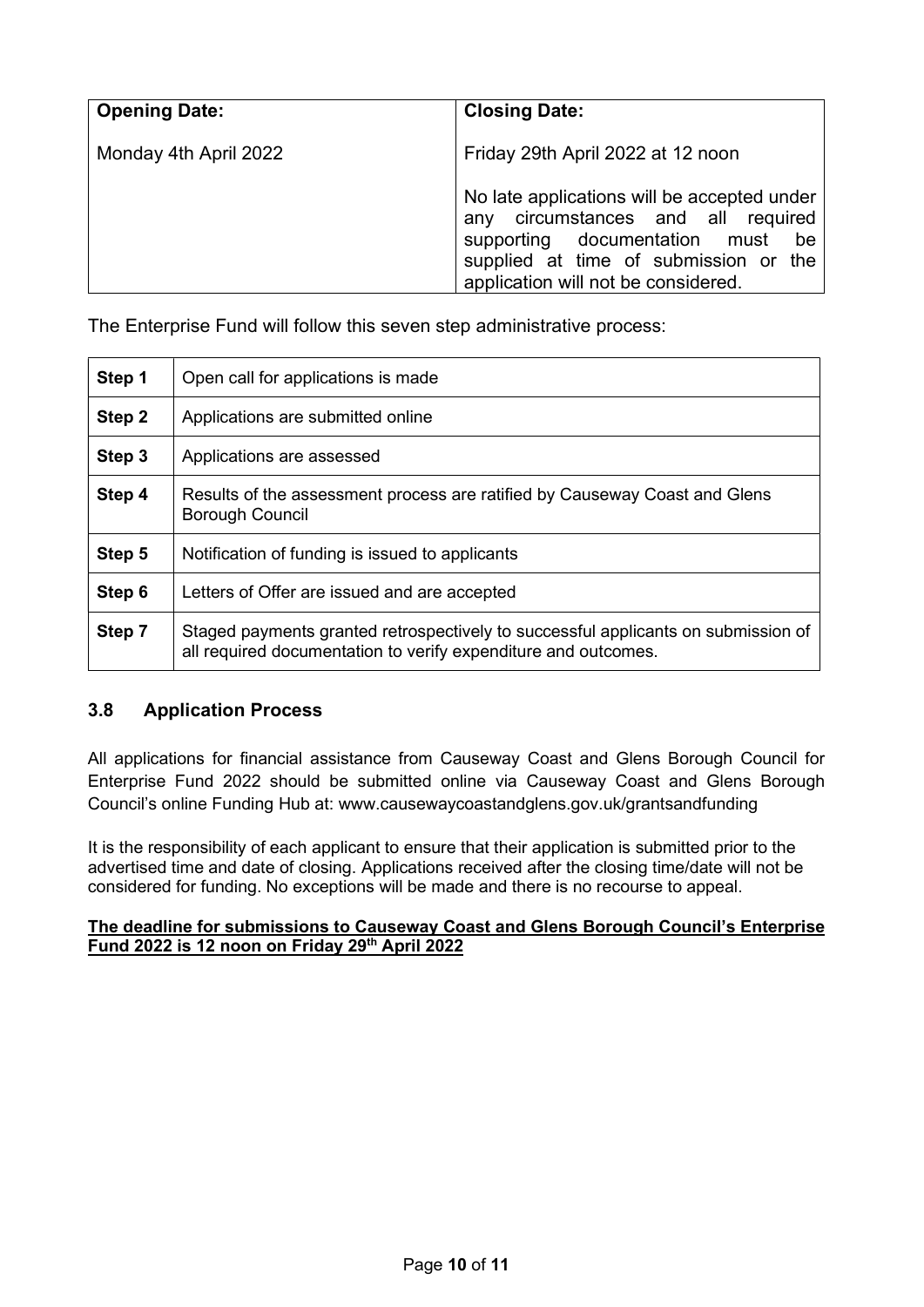| Opening Date: | Closing Date: |
| --- | --- |
| Monday 4th April 2022 | Friday 29th April 2022 at 12 noon<br><br>No late applications will be accepted under any circumstances and all required supporting documentation must be supplied at time of submission or the application will not be considered. |

The Enterprise Fund will follow this seven step administrative process:

| | |
| --- | --- |
| **Step 1** | Open call for applications is made |
| **Step 2** | Applications are submitted online |
| **Step 3** | Applications are assessed |
| **Step 4** | Results of the assessment process are ratified by Causeway Coast and Glens Borough Council |
| **Step 5** | Notification of funding is issued to applicants |
| **Step 6** | Letters of Offer are issued and are accepted |
| **Step 7** | Staged payments granted retrospectively to successful applicants on submission of all required documentation to verify expenditure and outcomes. |

### 3.8 Application Process

All applications for financial assistance from Causeway Coast and Glens Borough Council for Enterprise Fund 2022 should be submitted online via Causeway Coast and Glens Borough Council's online Funding Hub at: www.causewaycoastandglens.gov.uk/grantsandfunding

It is the responsibility of each applicant to ensure that their application is submitted prior to the advertised time and date of closing. Applications received after the closing time/date will not be considered for funding. No exceptions will be made and there is no recourse to appeal.

**The deadline for submissions to Causeway Coast and Glens Borough Council's Enterprise Fund 2022 is 12 noon on Friday 29th April 2022**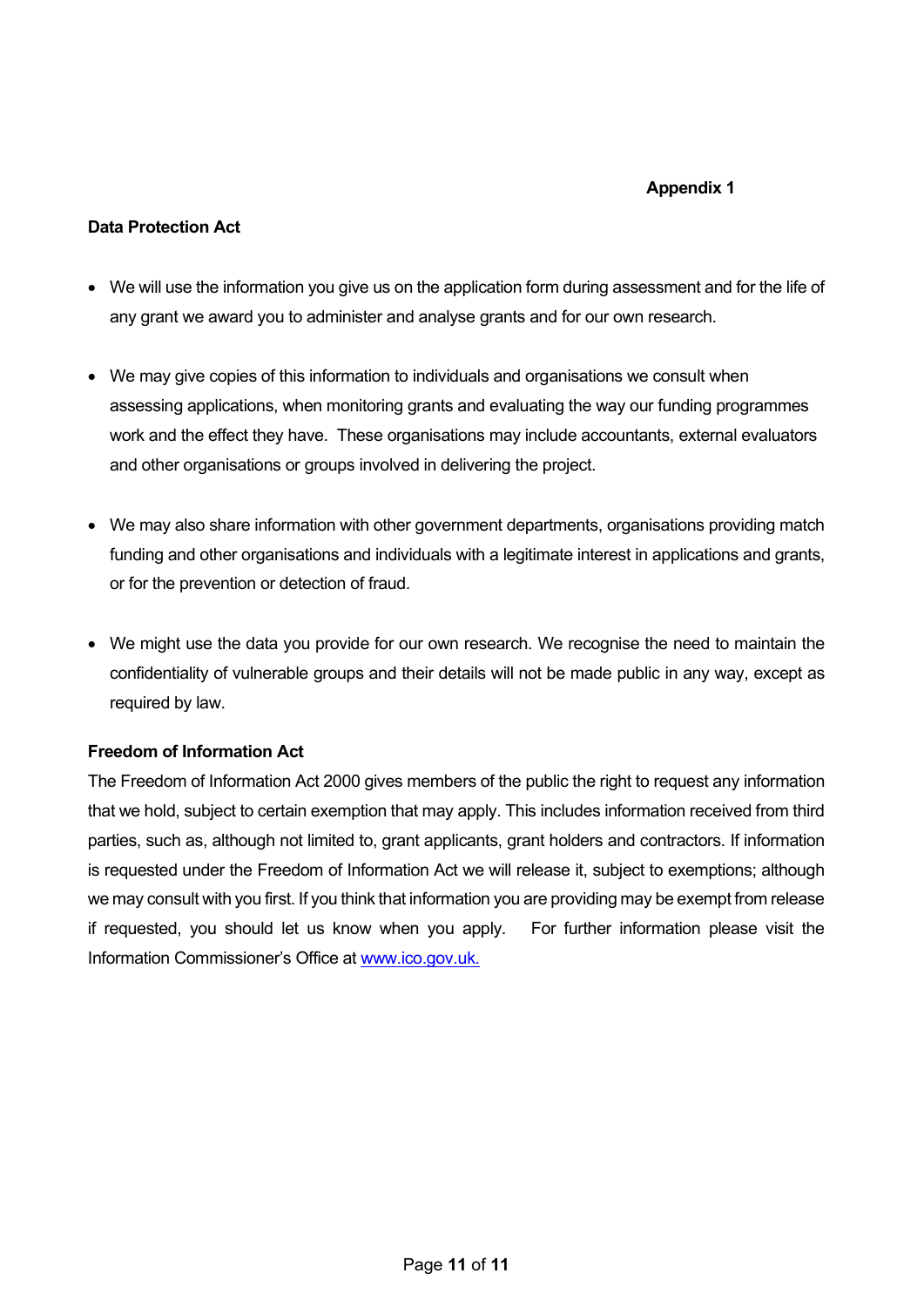**Appendix 1**

**Data Protection Act**

- We will use the information you give us on the application form during assessment and for the life of any grant we award you to administer and analyse grants and for our own research.

- We may give copies of this information to individuals and organisations we consult when assessing applications, when monitoring grants and evaluating the way our funding programmes work and the effect they have. These organisations may include accountants, external evaluators and other organisations or groups involved in delivering the project.

- We may also share information with other government departments, organisations providing match funding and other organisations and individuals with a legitimate interest in applications and grants, or for the prevention or detection of fraud.

- We might use the data you provide for our own research. We recognise the need to maintain the confidentiality of vulnerable groups and their details will not be made public in any way, except as required by law.

**Freedom of Information Act**

The Freedom of Information Act 2000 gives members of the public the right to request any information that we hold, subject to certain exemption that may apply. This includes information received from third parties, such as, although not limited to, grant applicants, grant holders and contractors. If information is requested under the Freedom of Information Act we will release it, subject to exemptions; although we may consult with you first. If you think that information you are providing may be exempt from release if requested, you should let us know when you apply. For further information please visit the Information Commissioner's Office at www.ico.gov.uk.